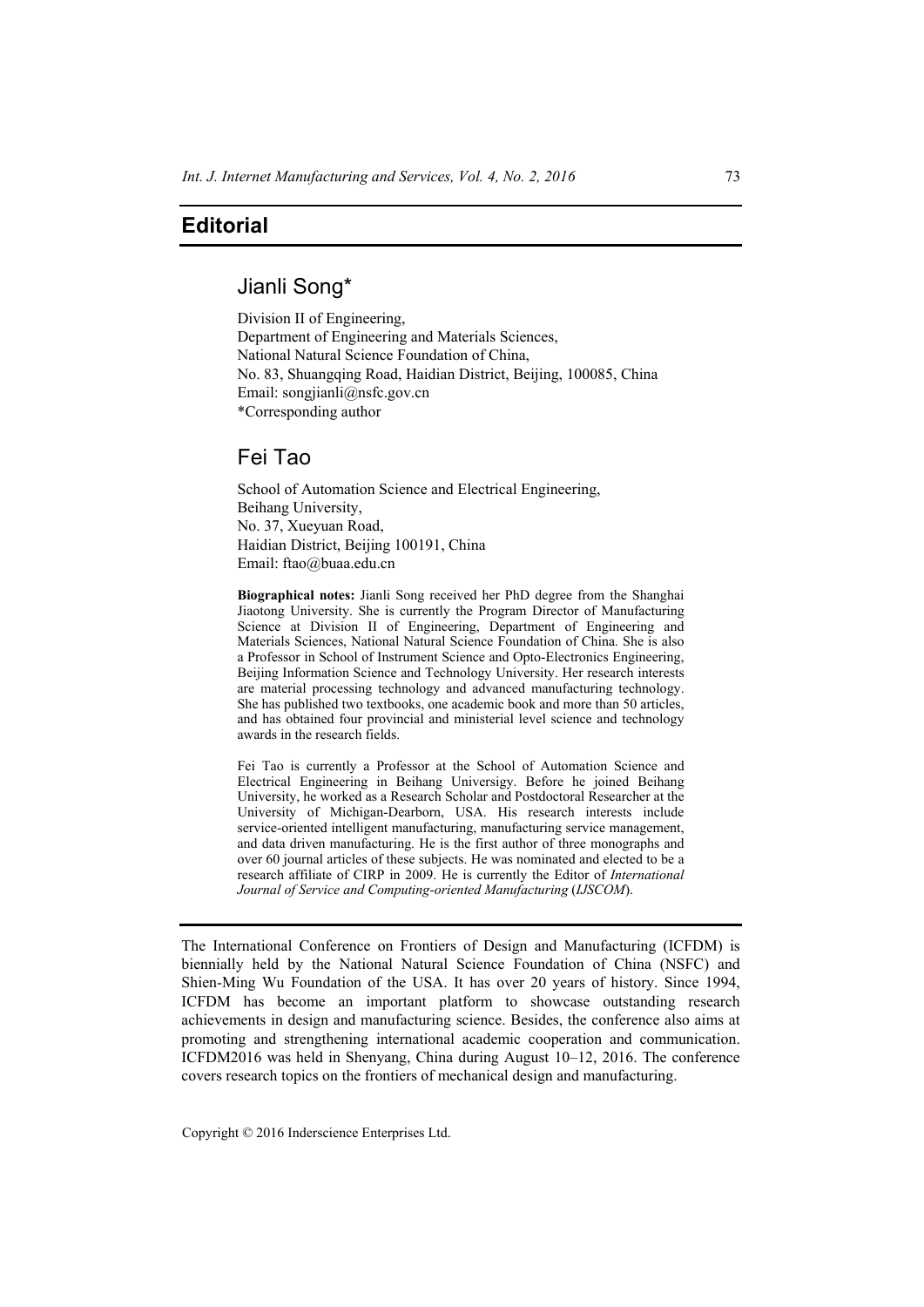# Editorial

## Jianli Song*

Division II of Engineering,
Department of Engineering and Materials Sciences,
National Natural Science Foundation of China,
No. 83, Shuangqing Road, Haidian District, Beijing, 100085, China
Email: songjianli@nsfc.gov.cn
*Corresponding author

## Fei Tao

School of Automation Science and Electrical Engineering,
Beihang University,
No. 37, Xueyuan Road,
Haidian District, Beijing 100191, China
Email: ftao@buaa.edu.cn

**Biographical notes:** Jianli Song received her PhD degree from the Shanghai Jiaotong University. She is currently the Program Director of Manufacturing Science at Division II of Engineering, Department of Engineering and Materials Sciences, National Natural Science Foundation of China. She is also a Professor in School of Instrument Science and Opto-Electronics Engineering, Beijing Information Science and Technology University. Her research interests are material processing technology and advanced manufacturing technology. She has published two textbooks, one academic book and more than 50 articles, and has obtained four provincial and ministerial level science and technology awards in the research fields.

Fei Tao is currently a Professor at the School of Automation Science and Electrical Engineering in Beihang Universigy. Before he joined Beihang University, he worked as a Research Scholar and Postdoctoral Researcher at the University of Michigan-Dearborn, USA. His research interests include service-oriented intelligent manufacturing, manufacturing service management, and data driven manufacturing. He is the first author of three monographs and over 60 journal articles of these subjects. He was nominated and elected to be a research affiliate of CIRP in 2009. He is currently the Editor of *International Journal of Service and Computing-oriented Manufacturing* (*IJSCOM*).

The International Conference on Frontiers of Design and Manufacturing (ICFDM) is biennially held by the National Natural Science Foundation of China (NSFC) and Shien-Ming Wu Foundation of the USA. It has over 20 years of history. Since 1994, ICFDM has become an important platform to showcase outstanding research achievements in design and manufacturing science. Besides, the conference also aims at promoting and strengthening international academic cooperation and communication. ICFDM2016 was held in Shenyang, China during August 10–12, 2016. The conference covers research topics on the frontiers of mechanical design and manufacturing.

Copyright © 2016 Inderscience Enterprises Ltd.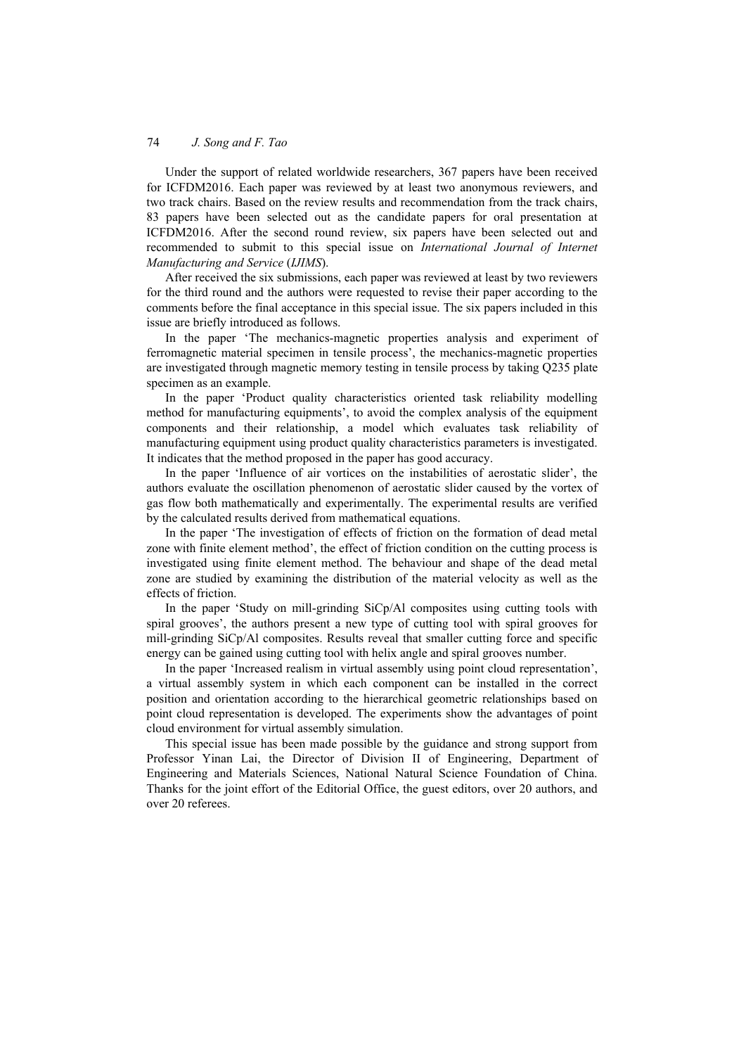Under the support of related worldwide researchers, 367 papers have been received for ICFDM2016. Each paper was reviewed by at least two anonymous reviewers, and two track chairs. Based on the review results and recommendation from the track chairs, 83 papers have been selected out as the candidate papers for oral presentation at ICFDM2016. After the second round review, six papers have been selected out and recommended to submit to this special issue on *International Journal of Internet Manufacturing and Service* (*IJIMS*).

After received the six submissions, each paper was reviewed at least by two reviewers for the third round and the authors were requested to revise their paper according to the comments before the final acceptance in this special issue. The six papers included in this issue are briefly introduced as follows.

In the paper 'The mechanics-magnetic properties analysis and experiment of ferromagnetic material specimen in tensile process', the mechanics-magnetic properties are investigated through magnetic memory testing in tensile process by taking Q235 plate specimen as an example.

In the paper 'Product quality characteristics oriented task reliability modelling method for manufacturing equipments', to avoid the complex analysis of the equipment components and their relationship, a model which evaluates task reliability of manufacturing equipment using product quality characteristics parameters is investigated. It indicates that the method proposed in the paper has good accuracy.

In the paper 'Influence of air vortices on the instabilities of aerostatic slider', the authors evaluate the oscillation phenomenon of aerostatic slider caused by the vortex of gas flow both mathematically and experimentally. The experimental results are verified by the calculated results derived from mathematical equations.

In the paper 'The investigation of effects of friction on the formation of dead metal zone with finite element method', the effect of friction condition on the cutting process is investigated using finite element method. The behaviour and shape of the dead metal zone are studied by examining the distribution of the material velocity as well as the effects of friction.

In the paper 'Study on mill-grinding SiCp/Al composites using cutting tools with spiral grooves', the authors present a new type of cutting tool with spiral grooves for mill-grinding SiCp/Al composites. Results reveal that smaller cutting force and specific energy can be gained using cutting tool with helix angle and spiral grooves number.

In the paper 'Increased realism in virtual assembly using point cloud representation', a virtual assembly system in which each component can be installed in the correct position and orientation according to the hierarchical geometric relationships based on point cloud representation is developed. The experiments show the advantages of point cloud environment for virtual assembly simulation.

This special issue has been made possible by the guidance and strong support from Professor Yinan Lai, the Director of Division II of Engineering, Department of Engineering and Materials Sciences, National Natural Science Foundation of China. Thanks for the joint effort of the Editorial Office, the guest editors, over 20 authors, and over 20 referees.